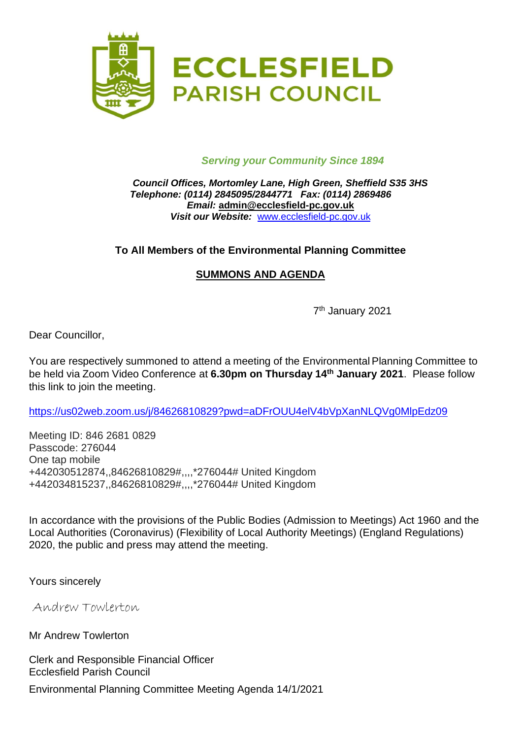# ECCLESFIELD PARISH COUNCIL

*Serving your Community Since 1894*

***Council Offices, Mortomley Lane, High Green, Sheffield S35 3HS***
***Telephone: (0114) 2845095/2844771 Fax: (0114) 2869486***
***Email:* admin@ecclesfield-pc.gov.uk**
***Visit our Website:*** www.ecclesfield-pc.gov.uk

**To All Members of the Environmental Planning Committee**

**SUMMONS AND AGENDA**

7th January 2021

Dear Councillor,

You are respectively summoned to attend a meeting of the Environmental Planning Committee to be held via Zoom Video Conference at **6.30pm on Thursday 14th January 2021**. Please follow this link to join the meeting.

https://us02web.zoom.us/j/84626810829?pwd=aDFrOUU4elV4bVpXanNLQVg0MlpEdz09

Meeting ID: 846 2681 0829
Passcode: 276044
One tap mobile
+442030512874,,84626810829#,,,,*276044# United Kingdom
+442034815237,,84626810829#,,,,*276044# United Kingdom

In accordance with the provisions of the Public Bodies (Admission to Meetings) Act 1960 and the Local Authorities (Coronavirus) (Flexibility of Local Authority Meetings) (England Regulations) 2020, the public and press may attend the meeting.

Yours sincerely

Andrew Towlerton

Mr Andrew Towlerton

Clerk and Responsible Financial Officer
Ecclesfield Parish Council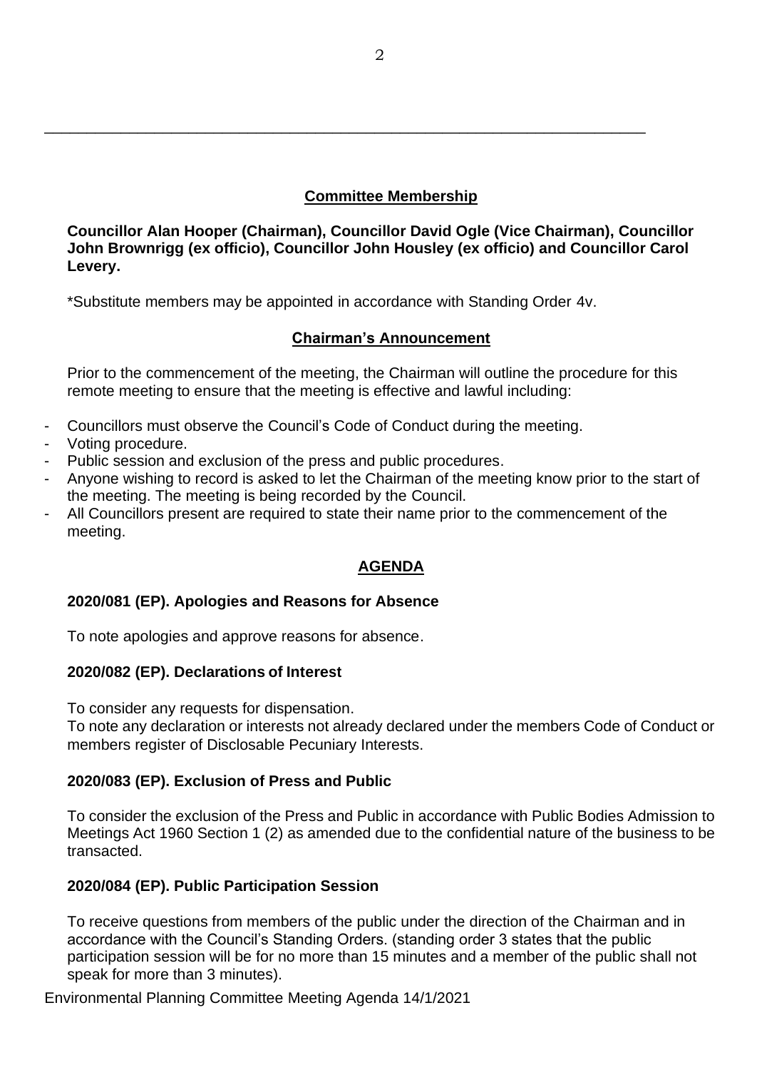## Committee Membership

**Councillor Alan Hooper (Chairman), Councillor David Ogle (Vice Chairman), Councillor John Brownrigg (ex officio), Councillor John Housley (ex officio) and Councillor Carol Levery.**

*Substitute members may be appointed in accordance with Standing Order 4v.

## Chairman's Announcement

Prior to the commencement of the meeting, the Chairman will outline the procedure for this remote meeting to ensure that the meeting is effective and lawful including:

- Councillors must observe the Council's Code of Conduct during the meeting.
- Voting procedure.
- Public session and exclusion of the press and public procedures.
- Anyone wishing to record is asked to let the Chairman of the meeting know prior to the start of the meeting. The meeting is being recorded by the Council.
- All Councillors present are required to state their name prior to the commencement of the meeting.

## AGENDA

### 2020/081 (EP). Apologies and Reasons for Absence

To note apologies and approve reasons for absence.

### 2020/082 (EP). Declarations of Interest

To consider any requests for dispensation.
To note any declaration or interests not already declared under the members Code of Conduct or members register of Disclosable Pecuniary Interests.

### 2020/083 (EP). Exclusion of Press and Public

To consider the exclusion of the Press and Public in accordance with Public Bodies Admission to Meetings Act 1960 Section 1 (2) as amended due to the confidential nature of the business to be transacted.

### 2020/084 (EP). Public Participation Session

To receive questions from members of the public under the direction of the Chairman and in accordance with the Council's Standing Orders. (standing order 3 states that the public participation session will be for no more than 15 minutes and a member of the public shall not speak for more than 3 minutes).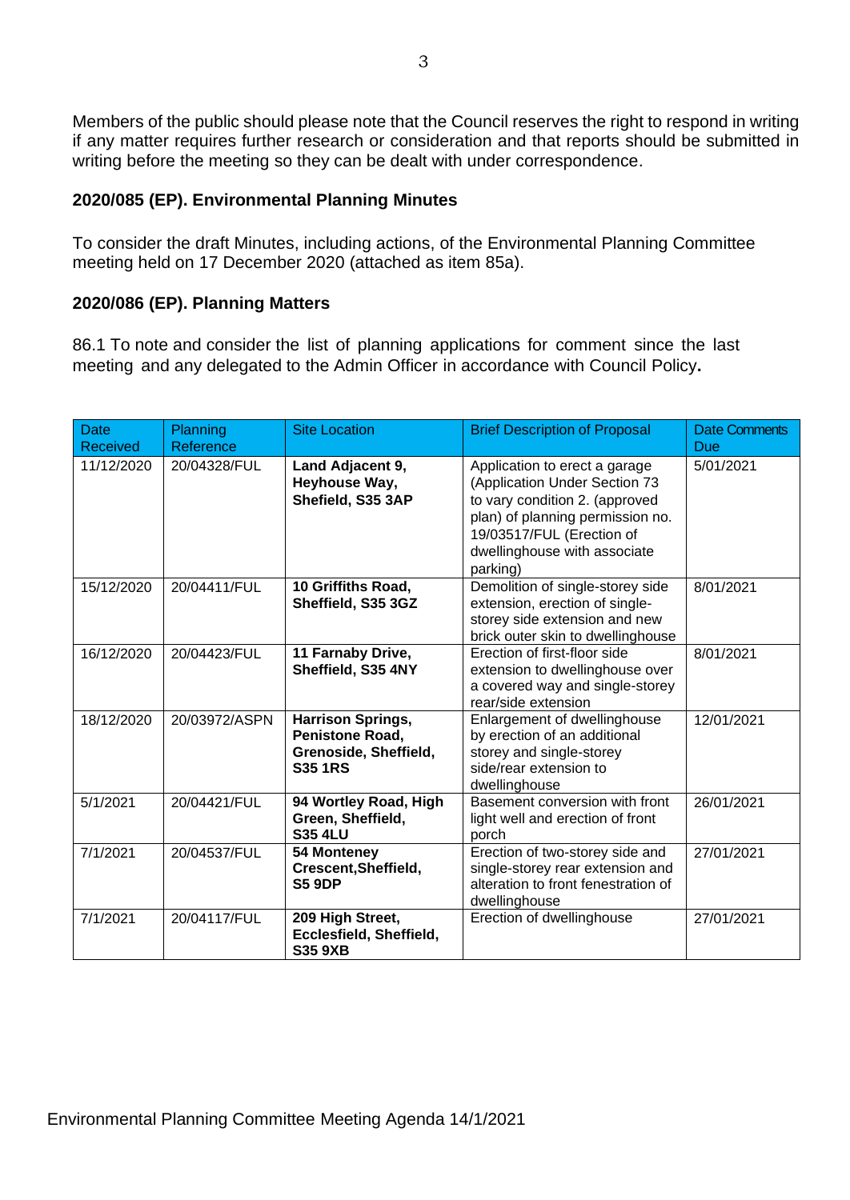Members of the public should please note that the Council reserves the right to respond in writing if any matter requires further research or consideration and that reports should be submitted in writing before the meeting so they can be dealt with under correspondence.

### 2020/085 (EP). Environmental Planning Minutes

To consider the draft Minutes, including actions, of the Environmental Planning Committee meeting held on 17 December 2020 (attached as item 85a).

### 2020/086 (EP). Planning Matters

86.1 To note and consider the list of planning applications for comment since the last meeting and any delegated to the Admin Officer in accordance with Council Policy**.**

| Date Received | Planning Reference | Site Location | Brief Description of Proposal | Date Comments Due |
|---|---|---|---|---|
| 11/12/2020 | 20/04328/FUL | **Land Adjacent 9, Heyhouse Way, Shefield, S35 3AP** | Application to erect a garage (Application Under Section 73 to vary condition 2. (approved plan) of planning permission no. 19/03517/FUL (Erection of dwellinghouse with associate parking) | 5/01/2021 |
| 15/12/2020 | 20/04411/FUL | **10 Griffiths Road, Sheffield, S35 3GZ** | Demolition of single-storey side extension, erection of single-storey side extension and new brick outer skin to dwellinghouse | 8/01/2021 |
| 16/12/2020 | 20/04423/FUL | **11 Farnaby Drive, Sheffield, S35 4NY** | Erection of first-floor side extension to dwellinghouse over a covered way and single-storey rear/side extension | 8/01/2021 |
| 18/12/2020 | 20/03972/ASPN | **Harrison Springs, Penistone Road, Grenoside, Sheffield, S35 1RS** | Enlargement of dwellinghouse by erection of an additional storey and single-storey side/rear extension to dwellinghouse | 12/01/2021 |
| 5/1/2021 | 20/04421/FUL | **94 Wortley Road, High Green, Sheffield, S35 4LU** | Basement conversion with front light well and erection of front porch | 26/01/2021 |
| 7/1/2021 | 20/04537/FUL | **54 Monteney Crescent,Sheffield, S5 9DP** | Erection of two-storey side and single-storey rear extension and alteration to front fenestration of dwellinghouse | 27/01/2021 |
| 7/1/2021 | 20/04117/FUL | **209 High Street, Ecclesfield, Sheffield, S35 9XB** | Erection of dwellinghouse | 27/01/2021 |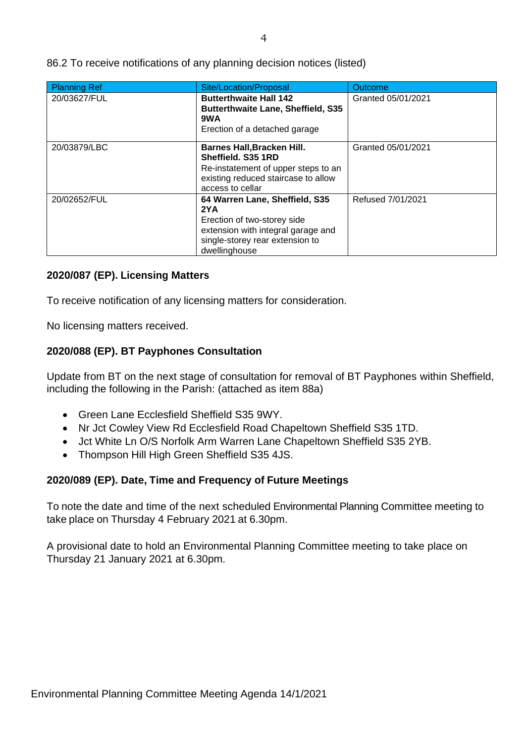86.2 To receive notifications of any planning decision notices (listed)

| Planning Ref | Site/Location/Proposal | Outcome |
|---|---|---|
| 20/03627/FUL | **Butterthwaite Hall 142 Butterthwaite Lane, Sheffield, S35 9WA** Erection of a detached garage | Granted 05/01/2021 |
| 20/03879/LBC | **Barnes Hall,Bracken Hill. Sheffield. S35 1RD** Re-instatement of upper steps to an existing reduced staircase to allow access to cellar | Granted 05/01/2021 |
| 20/02652/FUL | **64 Warren Lane, Sheffield, S35 2YA** Erection of two-storey side extension with integral garage and single-storey rear extension to dwellinghouse | Refused 7/01/2021 |

### 2020/087 (EP). Licensing Matters

To receive notification of any licensing matters for consideration.

No licensing matters received.

### 2020/088 (EP). BT Payphones Consultation

Update from BT on the next stage of consultation for removal of BT Payphones within Sheffield, including the following in the Parish: (attached as item 88a)

- Green Lane Ecclesfield Sheffield S35 9WY.
- Nr Jct Cowley View Rd Ecclesfield Road Chapeltown Sheffield S35 1TD.
- Jct White Ln O/S Norfolk Arm Warren Lane Chapeltown Sheffield S35 2YB.
- Thompson Hill High Green Sheffield S35 4JS.

### 2020/089 (EP). Date, Time and Frequency of Future Meetings

To note the date and time of the next scheduled Environmental Planning Committee meeting to take place on Thursday 4 February 2021 at 6.30pm.

A provisional date to hold an Environmental Planning Committee meeting to take place on Thursday 21 January 2021 at 6.30pm.